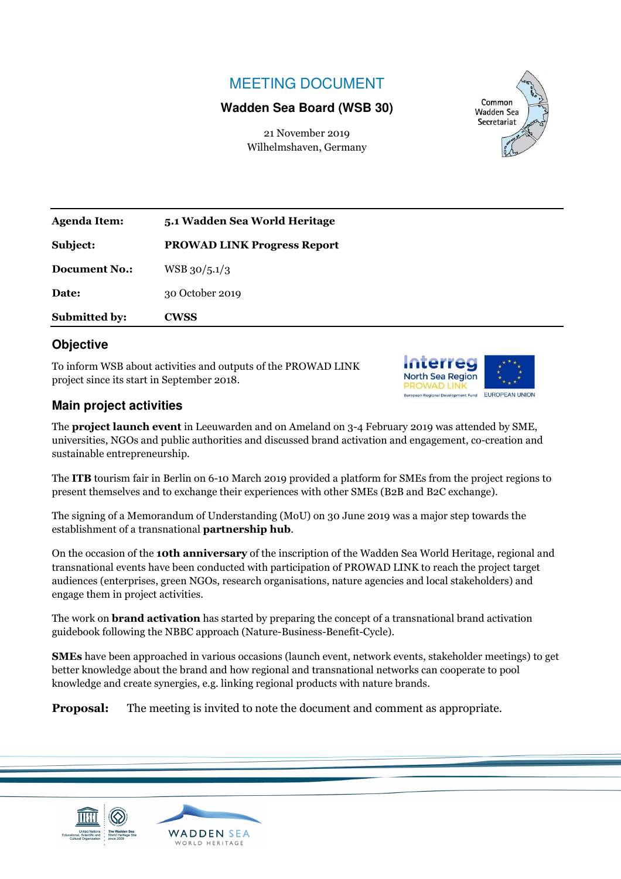# MEETING DOCUMENT

**Wadden Sea Board (WSB 30)**

21 November 2019
Wilhelmshaven, Germany

| | |
|---|---|
| **Agenda Item:** | **5.1 Wadden Sea World Heritage** |
| **Subject:** | **PROWAD LINK Progress Report** |
| **Document No.:** | WSB 30/5.1/3 |
| **Date:** | 30 October 2019 |
| **Submitted by:** | **CWSS** |

## Objective

To inform WSB about activities and outputs of the PROWAD LINK project since its start in September 2018.

## Main project activities

The **project launch event** in Leeuwarden and on Ameland on 3-4 February 2019 was attended by SME, universities, NGOs and public authorities and discussed brand activation and engagement, co-creation and sustainable entrepreneurship.

The **ITB** tourism fair in Berlin on 6-10 March 2019 provided a platform for SMEs from the project regions to present themselves and to exchange their experiences with other SMEs (B2B and B2C exchange).

The signing of a Memorandum of Understanding (MoU) on 30 June 2019 was a major step towards the establishment of a transnational **partnership hub**.

On the occasion of the **10th anniversary** of the inscription of the Wadden Sea World Heritage, regional and transnational events have been conducted with participation of PROWAD LINK to reach the project target audiences (enterprises, green NGOs, research organisations, nature agencies and local stakeholders) and engage them in project activities.

The work on **brand activation** has started by preparing the concept of a transnational brand activation guidebook following the NBBC approach (Nature-Business-Benefit-Cycle).

**SMEs** have been approached in various occasions (launch event, network events, stakeholder meetings) to get better knowledge about the brand and how regional and transnational networks can cooperate to pool knowledge and create synergies, e.g. linking regional products with nature brands.

**Proposal:** The meeting is invited to note the document and comment as appropriate.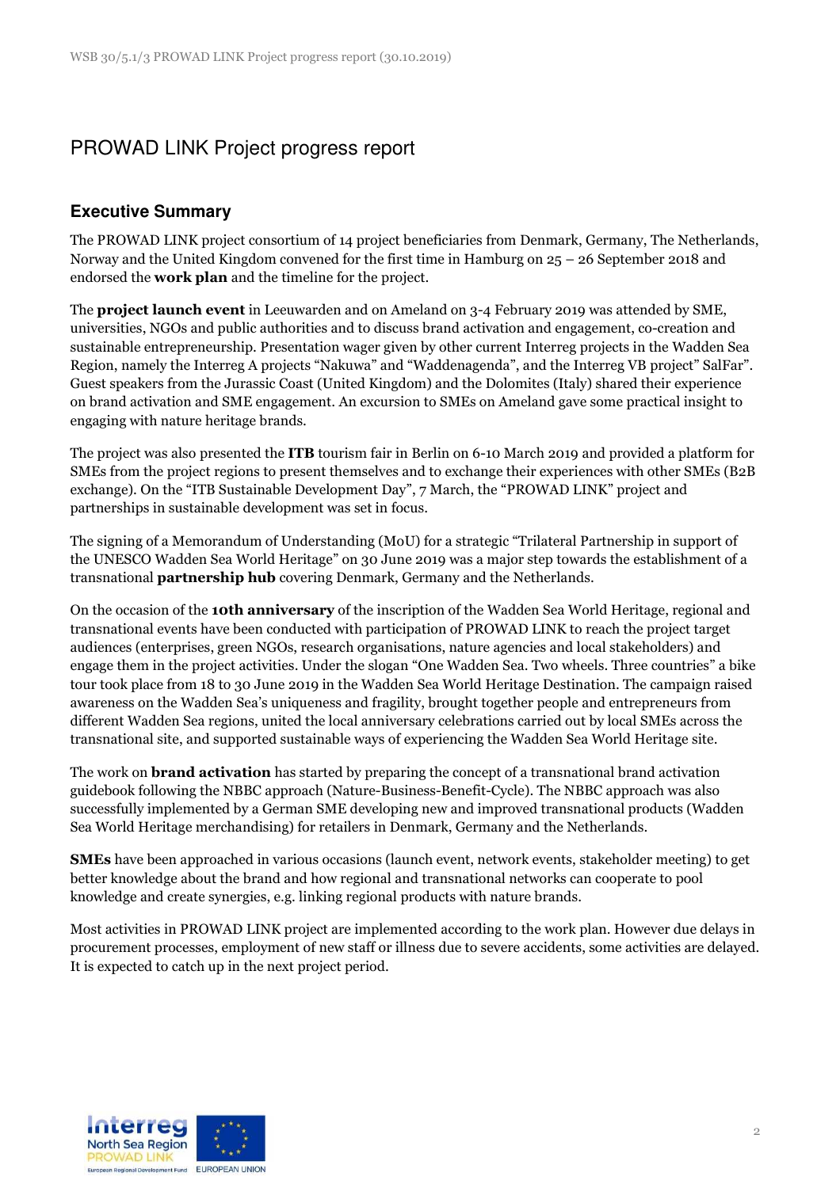# PROWAD LINK Project progress report

## Executive Summary

The PROWAD LINK project consortium of 14 project beneficiaries from Denmark, Germany, The Netherlands, Norway and the United Kingdom convened for the first time in Hamburg on 25 – 26 September 2018 and endorsed the **work plan** and the timeline for the project.

The **project launch event** in Leeuwarden and on Ameland on 3-4 February 2019 was attended by SME, universities, NGOs and public authorities and to discuss brand activation and engagement, co-creation and sustainable entrepreneurship. Presentation wager given by other current Interreg projects in the Wadden Sea Region, namely the Interreg A projects "Nakuwa" and "Waddenagenda", and the Interreg VB project" SalFar". Guest speakers from the Jurassic Coast (United Kingdom) and the Dolomites (Italy) shared their experience on brand activation and SME engagement. An excursion to SMEs on Ameland gave some practical insight to engaging with nature heritage brands.

The project was also presented the **ITB** tourism fair in Berlin on 6-10 March 2019 and provided a platform for SMEs from the project regions to present themselves and to exchange their experiences with other SMEs (B2B exchange). On the "ITB Sustainable Development Day", 7 March, the "PROWAD LINK" project and partnerships in sustainable development was set in focus.

The signing of a Memorandum of Understanding (MoU) for a strategic "Trilateral Partnership in support of the UNESCO Wadden Sea World Heritage" on 30 June 2019 was a major step towards the establishment of a transnational **partnership hub** covering Denmark, Germany and the Netherlands.

On the occasion of the **10th anniversary** of the inscription of the Wadden Sea World Heritage, regional and transnational events have been conducted with participation of PROWAD LINK to reach the project target audiences (enterprises, green NGOs, research organisations, nature agencies and local stakeholders) and engage them in the project activities. Under the slogan "One Wadden Sea. Two wheels. Three countries" a bike tour took place from 18 to 30 June 2019 in the Wadden Sea World Heritage Destination. The campaign raised awareness on the Wadden Sea's uniqueness and fragility, brought together people and entrepreneurs from different Wadden Sea regions, united the local anniversary celebrations carried out by local SMEs across the transnational site, and supported sustainable ways of experiencing the Wadden Sea World Heritage site.

The work on **brand activation** has started by preparing the concept of a transnational brand activation guidebook following the NBBC approach (Nature-Business-Benefit-Cycle). The NBBC approach was also successfully implemented by a German SME developing new and improved transnational products (Wadden Sea World Heritage merchandising) for retailers in Denmark, Germany and the Netherlands.

**SMEs** have been approached in various occasions (launch event, network events, stakeholder meeting) to get better knowledge about the brand and how regional and transnational networks can cooperate to pool knowledge and create synergies, e.g. linking regional products with nature brands.

Most activities in PROWAD LINK project are implemented according to the work plan. However due delays in procurement processes, employment of new staff or illness due to severe accidents, some activities are delayed. It is expected to catch up in the next project period.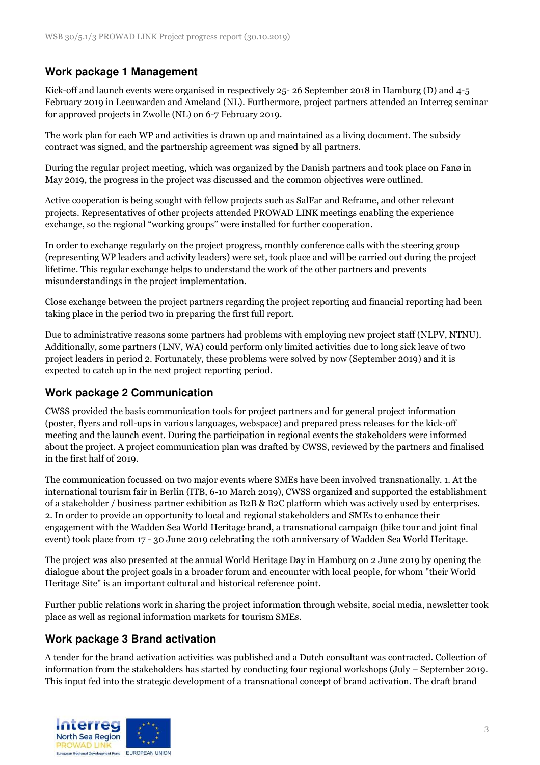## Work package 1 Management

Kick-off and launch events were organised in respectively 25- 26 September 2018 in Hamburg (D) and 4-5 February 2019 in Leeuwarden and Ameland (NL). Furthermore, project partners attended an Interreg seminar for approved projects in Zwolle (NL) on 6-7 February 2019.

The work plan for each WP and activities is drawn up and maintained as a living document. The subsidy contract was signed, and the partnership agreement was signed by all partners.

During the regular project meeting, which was organized by the Danish partners and took place on Fanø in May 2019, the progress in the project was discussed and the common objectives were outlined.

Active cooperation is being sought with fellow projects such as SalFar and Reframe, and other relevant projects. Representatives of other projects attended PROWAD LINK meetings enabling the experience exchange, so the regional "working groups" were installed for further cooperation.

In order to exchange regularly on the project progress, monthly conference calls with the steering group (representing WP leaders and activity leaders) were set, took place and will be carried out during the project lifetime. This regular exchange helps to understand the work of the other partners and prevents misunderstandings in the project implementation.

Close exchange between the project partners regarding the project reporting and financial reporting had been taking place in the period two in preparing the first full report.

Due to administrative reasons some partners had problems with employing new project staff (NLPV, NTNU). Additionally, some partners (LNV, WA) could perform only limited activities due to long sick leave of two project leaders in period 2. Fortunately, these problems were solved by now (September 2019) and it is expected to catch up in the next project reporting period.

## Work package 2 Communication

CWSS provided the basis communication tools for project partners and for general project information (poster, flyers and roll-ups in various languages, webspace) and prepared press releases for the kick-off meeting and the launch event. During the participation in regional events the stakeholders were informed about the project. A project communication plan was drafted by CWSS, reviewed by the partners and finalised in the first half of 2019.

The communication focussed on two major events where SMEs have been involved transnationally. 1. At the international tourism fair in Berlin (ITB, 6-10 March 2019), CWSS organized and supported the establishment of a stakeholder / business partner exhibition as B2B & B2C platform which was actively used by enterprises. 2. In order to provide an opportunity to local and regional stakeholders and SMEs to enhance their engagement with the Wadden Sea World Heritage brand, a transnational campaign (bike tour and joint final event) took place from 17 - 30 June 2019 celebrating the 10th anniversary of Wadden Sea World Heritage.

The project was also presented at the annual World Heritage Day in Hamburg on 2 June 2019 by opening the dialogue about the project goals in a broader forum and encounter with local people, for whom "their World Heritage Site" is an important cultural and historical reference point.

Further public relations work in sharing the project information through website, social media, newsletter took place as well as regional information markets for tourism SMEs.

## Work package 3 Brand activation

A tender for the brand activation activities was published and a Dutch consultant was contracted. Collection of information from the stakeholders has started by conducting four regional workshops (July – September 2019. This input fed into the strategic development of a transnational concept of brand activation. The draft brand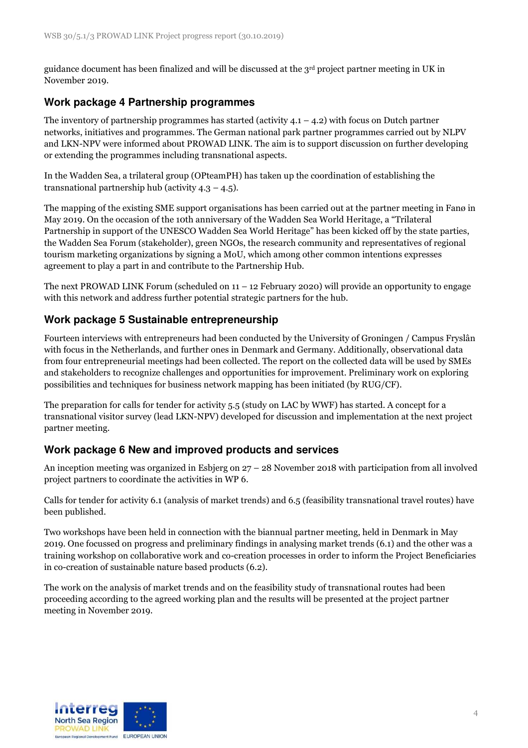guidance document has been finalized and will be discussed at the 3rd project partner meeting in UK in November 2019.

## Work package 4 Partnership programmes

The inventory of partnership programmes has started (activity 4.1 – 4.2) with focus on Dutch partner networks, initiatives and programmes. The German national park partner programmes carried out by NLPV and LKN-NPV were informed about PROWAD LINK. The aim is to support discussion on further developing or extending the programmes including transnational aspects.

In the Wadden Sea, a trilateral group (OPteamPH) has taken up the coordination of establishing the transnational partnership hub (activity 4.3 – 4.5).

The mapping of the existing SME support organisations has been carried out at the partner meeting in Fanø in May 2019. On the occasion of the 10th anniversary of the Wadden Sea World Heritage, a "Trilateral Partnership in support of the UNESCO Wadden Sea World Heritage" has been kicked off by the state parties, the Wadden Sea Forum (stakeholder), green NGOs, the research community and representatives of regional tourism marketing organizations by signing a MoU, which among other common intentions expresses agreement to play a part in and contribute to the Partnership Hub.

The next PROWAD LINK Forum (scheduled on 11 – 12 February 2020) will provide an opportunity to engage with this network and address further potential strategic partners for the hub.

## Work package 5 Sustainable entrepreneurship

Fourteen interviews with entrepreneurs had been conducted by the University of Groningen / Campus Fryslân with focus in the Netherlands, and further ones in Denmark and Germany. Additionally, observational data from four entrepreneurial meetings had been collected. The report on the collected data will be used by SMEs and stakeholders to recognize challenges and opportunities for improvement. Preliminary work on exploring possibilities and techniques for business network mapping has been initiated (by RUG/CF).

The preparation for calls for tender for activity 5.5 (study on LAC by WWF) has started. A concept for a transnational visitor survey (lead LKN-NPV) developed for discussion and implementation at the next project partner meeting.

## Work package 6 New and improved products and services

An inception meeting was organized in Esbjerg on 27 – 28 November 2018 with participation from all involved project partners to coordinate the activities in WP 6.

Calls for tender for activity 6.1 (analysis of market trends) and 6.5 (feasibility transnational travel routes) have been published.

Two workshops have been held in connection with the biannual partner meeting, held in Denmark in May 2019. One focussed on progress and preliminary findings in analysing market trends (6.1) and the other was a training workshop on collaborative work and co-creation processes in order to inform the Project Beneficiaries in co-creation of sustainable nature based products (6.2).

The work on the analysis of market trends and on the feasibility study of transnational routes had been proceeding according to the agreed working plan and the results will be presented at the project partner meeting in November 2019.